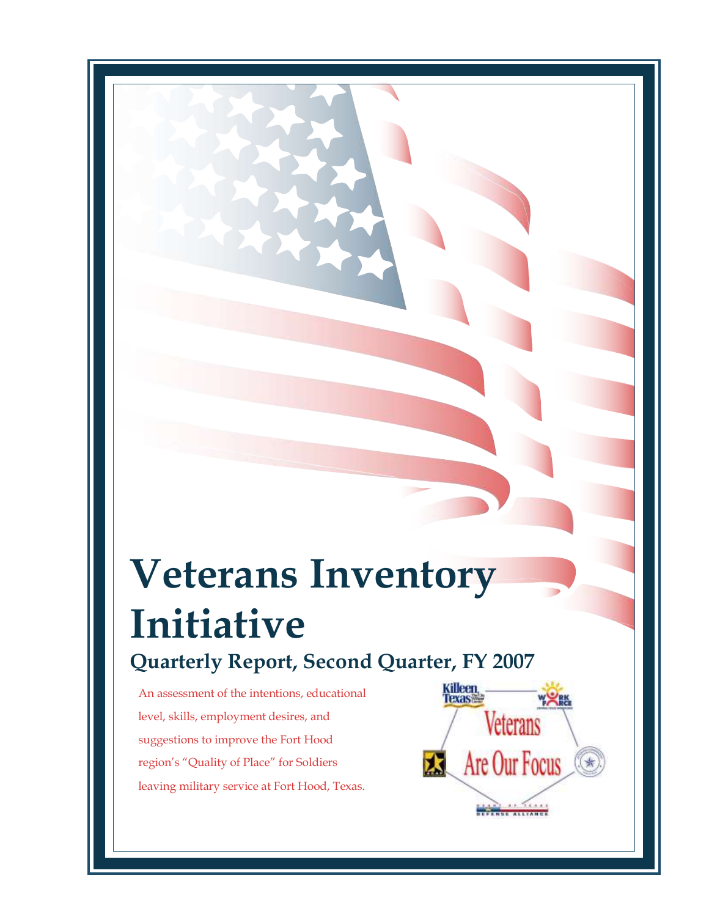# Veterans Inventory Initiative

## Quarterly Report, Second Quarter, FY 2007

An assessment of the intentions, educational level, skills, employment desires, and suggestions to improve the Fort Hood region's "Quality of Place" for Soldiers leaving military service at Fort Hood, Texas.

Veterans Are Our Focus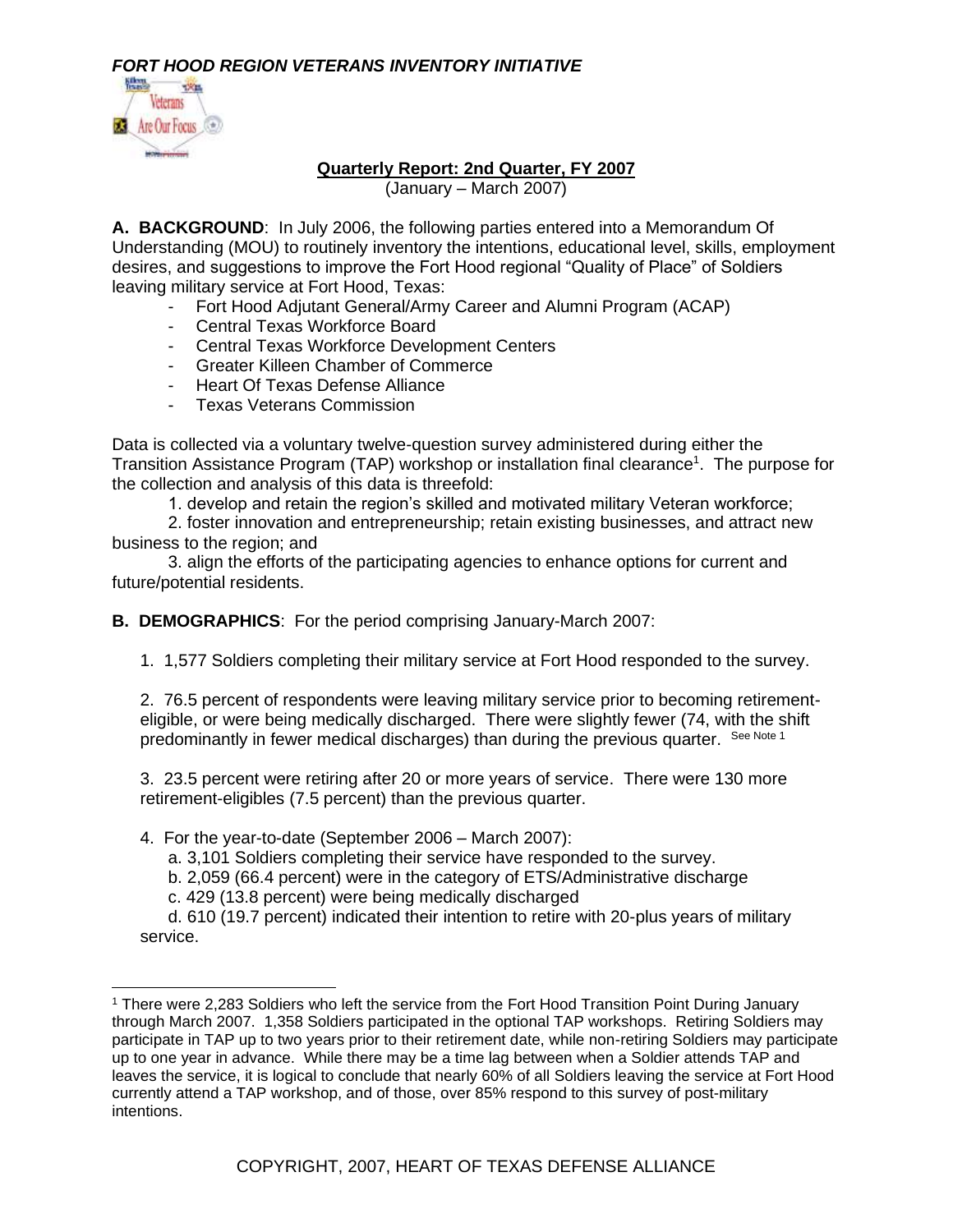*FORT HOOD REGION VETERANS INVENTORY INITIATIVE*

**Quarterly Report: 2nd Quarter, FY 2007**
(January – March 2007)

**A. BACKGROUND**: In July 2006, the following parties entered into a Memorandum Of Understanding (MOU) to routinely inventory the intentions, educational level, skills, employment desires, and suggestions to improve the Fort Hood regional "Quality of Place" of Soldiers leaving military service at Fort Hood, Texas:

- Fort Hood Adjutant General/Army Career and Alumni Program (ACAP)
- Central Texas Workforce Board
- Central Texas Workforce Development Centers
- Greater Killeen Chamber of Commerce
- Heart Of Texas Defense Alliance
- Texas Veterans Commission

Data is collected via a voluntary twelve-question survey administered during either the Transition Assistance Program (TAP) workshop or installation final clearance[1]. The purpose for the collection and analysis of this data is threefold:

1. develop and retain the region's skilled and motivated military Veteran workforce;
2. foster innovation and entrepreneurship; retain existing businesses, and attract new business to the region; and
3. align the efforts of the participating agencies to enhance options for current and future/potential residents.

**B. DEMOGRAPHICS**: For the period comprising January-March 2007:

1. 1,577 Soldiers completing their military service at Fort Hood responded to the survey.

2. 76.5 percent of respondents were leaving military service prior to becoming retirement-eligible, or were being medically discharged. There were slightly fewer (74, with the shift predominantly in fewer medical discharges) than during the previous quarter. See Note 1

3. 23.5 percent were retiring after 20 or more years of service. There were 130 more retirement-eligibles (7.5 percent) than the previous quarter.

4. For the year-to-date (September 2006 – March 2007):
   a. 3,101 Soldiers completing their service have responded to the survey.
   b. 2,059 (66.4 percent) were in the category of ETS/Administrative discharge
   c. 429 (13.8 percent) were being medically discharged
   d. 610 (19.7 percent) indicated their intention to retire with 20-plus years of military service.

---

[1] There were 2,283 Soldiers who left the service from the Fort Hood Transition Point During January through March 2007. 1,358 Soldiers participated in the optional TAP workshops. Retiring Soldiers may participate in TAP up to two years prior to their retirement date, while non-retiring Soldiers may participate up to one year in advance. While there may be a time lag between when a Soldier attends TAP and leaves the service, it is logical to conclude that nearly 60% of all Soldiers leaving the service at Fort Hood currently attend a TAP workshop, and of those, over 85% respond to this survey of post-military intentions.

COPYRIGHT, 2007, HEART OF TEXAS DEFENSE ALLIANCE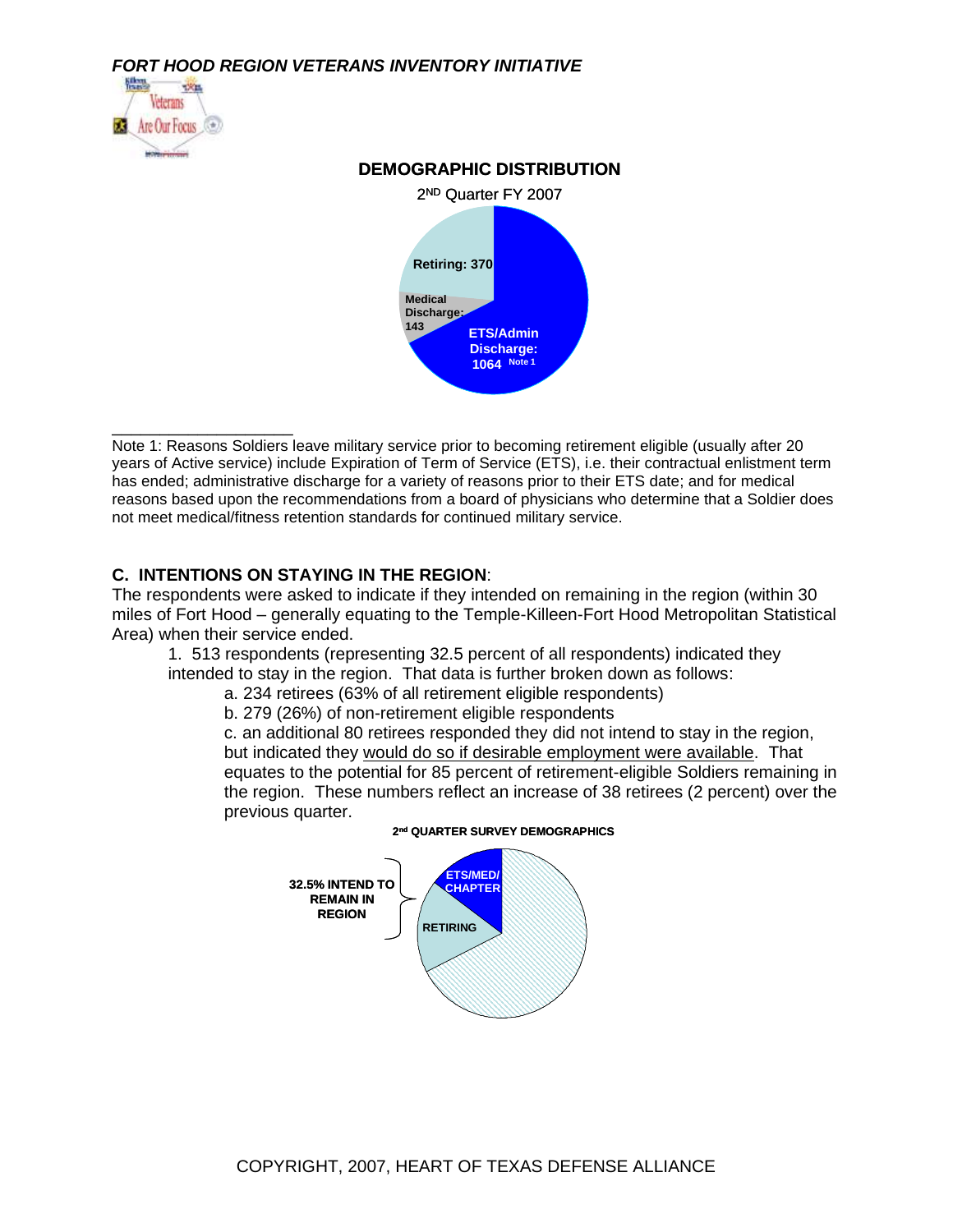*FORT HOOD REGION VETERANS INVENTORY INITIATIVE*

**DEMOGRAPHIC DISTRIBUTION**

2ND Quarter FY 2007

Retiring: 370

Medical Discharge: 143

ETS/Admin Discharge: 1064 Note 1

Note 1: Reasons Soldiers leave military service prior to becoming retirement eligible (usually after 20 years of Active service) include Expiration of Term of Service (ETS), i.e. their contractual enlistment term has ended; administrative discharge for a variety of reasons prior to their ETS date; and for medical reasons based upon the recommendations from a board of physicians who determine that a Soldier does not meet medical/fitness retention standards for continued military service.

## C. INTENTIONS ON STAYING IN THE REGION:

The respondents were asked to indicate if they intended on remaining in the region (within 30 miles of Fort Hood – generally equating to the Temple-Killeen-Fort Hood Metropolitan Statistical Area) when their service ended.

1. 513 respondents (representing 32.5 percent of all respondents) indicated they intended to stay in the region. That data is further broken down as follows:
   - a. 234 retirees (63% of all retirement eligible respondents)
   - b. 279 (26%) of non-retirement eligible respondents
   - c. an additional 80 retirees responded they did not intend to stay in the region, but indicated they would do so if desirable employment were available. That equates to the potential for 85 percent of retirement-eligible Soldiers remaining in the region. These numbers reflect an increase of 38 retirees (2 percent) over the previous quarter.

**2nd QUARTER SURVEY DEMOGRAPHICS**

32.5% INTEND TO REMAIN IN REGION

ETS/MED/CHAPTER

RETIRING

COPYRIGHT, 2007, HEART OF TEXAS DEFENSE ALLIANCE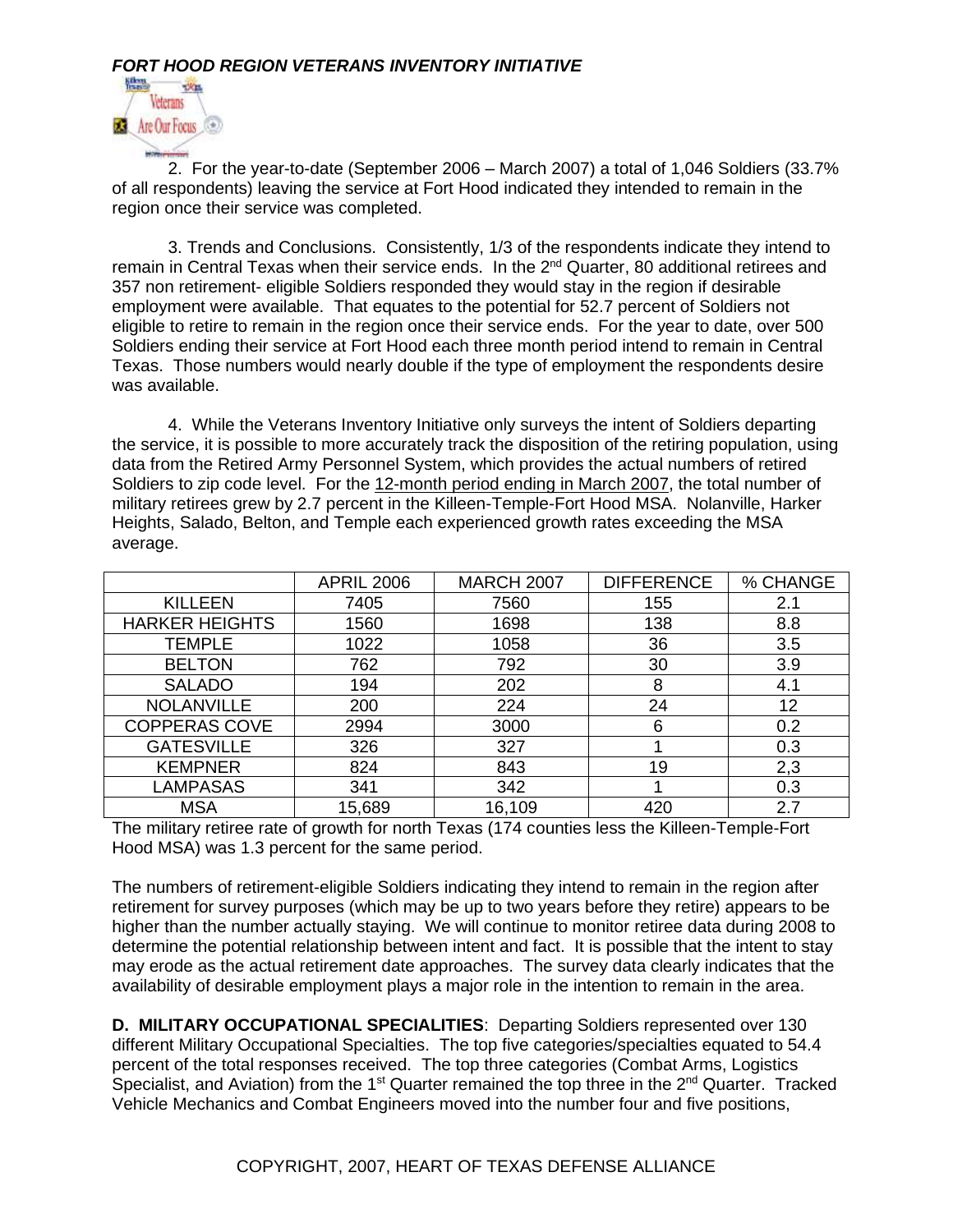2. For the year-to-date (September 2006 – March 2007) a total of 1,046 Soldiers (33.7% of all respondents) leaving the service at Fort Hood indicated they intended to remain in the region once their service was completed.

3. Trends and Conclusions. Consistently, 1/3 of the respondents indicate they intend to remain in Central Texas when their service ends. In the 2nd Quarter, 80 additional retirees and 357 non retirement- eligible Soldiers responded they would stay in the region if desirable employment were available. That equates to the potential for 52.7 percent of Soldiers not eligible to retire to remain in the region once their service ends. For the year to date, over 500 Soldiers ending their service at Fort Hood each three month period intend to remain in Central Texas. Those numbers would nearly double if the type of employment the respondents desire was available.

4. While the Veterans Inventory Initiative only surveys the intent of Soldiers departing the service, it is possible to more accurately track the disposition of the retiring population, using data from the Retired Army Personnel System, which provides the actual numbers of retired Soldiers to zip code level. For the 12-month period ending in March 2007, the total number of military retirees grew by 2.7 percent in the Killeen-Temple-Fort Hood MSA. Nolanville, Harker Heights, Salado, Belton, and Temple each experienced growth rates exceeding the MSA average.

| | APRIL 2006 | MARCH 2007 | DIFFERENCE | % CHANGE |
|---|---|---|---|---|
| KILLEEN | 7405 | 7560 | 155 | 2.1 |
| HARKER HEIGHTS | 1560 | 1698 | 138 | 8.8 |
| TEMPLE | 1022 | 1058 | 36 | 3.5 |
| BELTON | 762 | 792 | 30 | 3.9 |
| SALADO | 194 | 202 | 8 | 4.1 |
| NOLANVILLE | 200 | 224 | 24 | 12 |
| COPPERAS COVE | 2994 | 3000 | 6 | 0.2 |
| GATESVILLE | 326 | 327 | 1 | 0.3 |
| KEMPNER | 824 | 843 | 19 | 2,3 |
| LAMPASAS | 341 | 342 | 1 | 0.3 |
| MSA | 15,689 | 16,109 | 420 | 2.7 |

The military retiree rate of growth for north Texas (174 counties less the Killeen-Temple-Fort Hood MSA) was 1.3 percent for the same period.

The numbers of retirement-eligible Soldiers indicating they intend to remain in the region after retirement for survey purposes (which may be up to two years before they retire) appears to be higher than the number actually staying. We will continue to monitor retiree data during 2008 to determine the potential relationship between intent and fact. It is possible that the intent to stay may erode as the actual retirement date approaches. The survey data clearly indicates that the availability of desirable employment plays a major role in the intention to remain in the area.

**D. MILITARY OCCUPATIONAL SPECIALITIES**: Departing Soldiers represented over 130 different Military Occupational Specialties. The top five categories/specialties equated to 54.4 percent of the total responses received. The top three categories (Combat Arms, Logistics Specialist, and Aviation) from the 1st Quarter remained the top three in the 2nd Quarter. Tracked Vehicle Mechanics and Combat Engineers moved into the number four and five positions,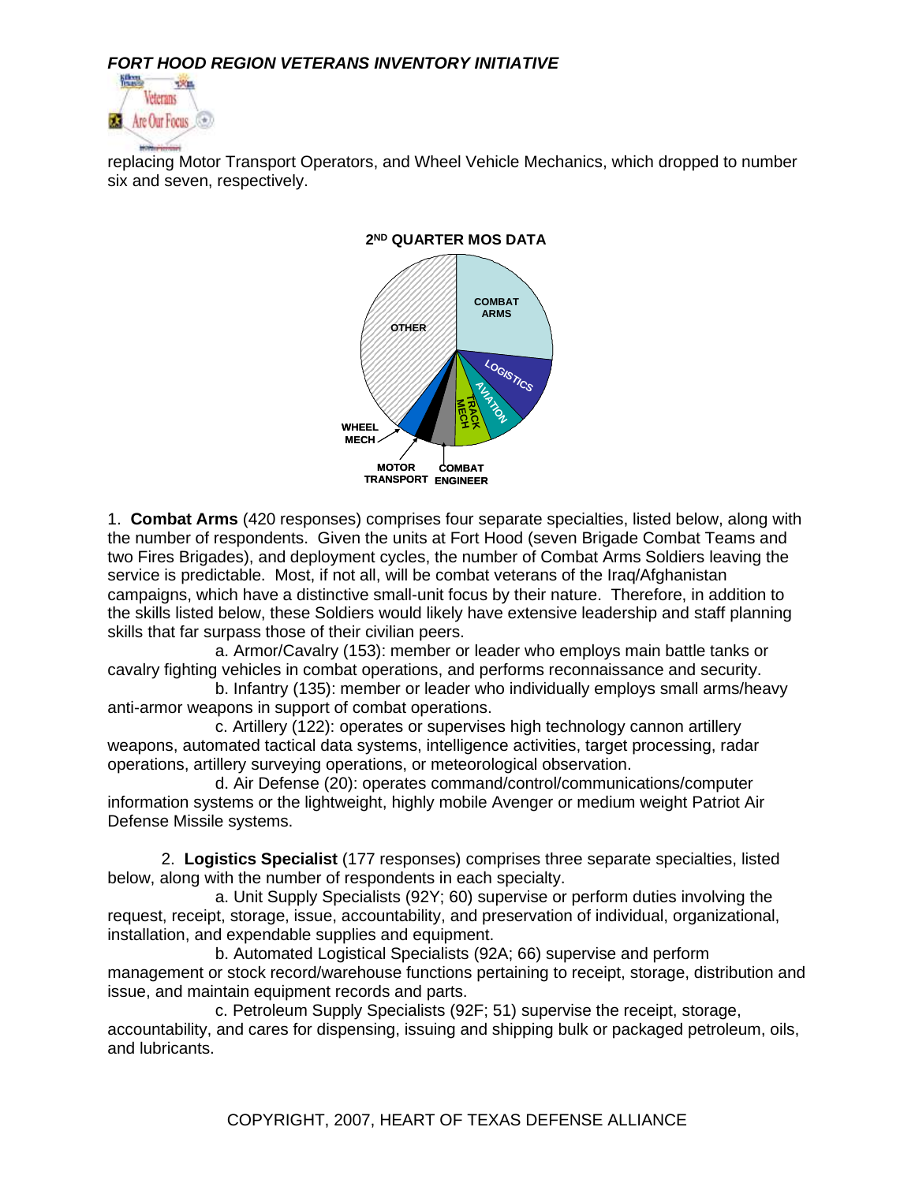replacing Motor Transport Operators, and Wheel Vehicle Mechanics, which dropped to number six and seven, respectively.

**2ND QUARTER MOS DATA**

COMBAT ARMS, LOGISTICS, AVIATION, TRACK MECH, COMBAT ENGINEER, MOTOR TRANSPORT, WHEEL MECH, OTHER

1. **Combat Arms** (420 responses) comprises four separate specialties, listed below, along with the number of respondents. Given the units at Fort Hood (seven Brigade Combat Teams and two Fires Brigades), and deployment cycles, the number of Combat Arms Soldiers leaving the service is predictable. Most, if not all, will be combat veterans of the Iraq/Afghanistan campaigns, which have a distinctive small-unit focus by their nature. Therefore, in addition to the skills listed below, these Soldiers would likely have extensive leadership and staff planning skills that far surpass those of their civilian peers.

a. Armor/Cavalry (153): member or leader who employs main battle tanks or cavalry fighting vehicles in combat operations, and performs reconnaissance and security.

b. Infantry (135): member or leader who individually employs small arms/heavy anti-armor weapons in support of combat operations.

c. Artillery (122): operates or supervises high technology cannon artillery weapons, automated tactical data systems, intelligence activities, target processing, radar operations, artillery surveying operations, or meteorological observation.

d. Air Defense (20): operates command/control/communications/computer information systems or the lightweight, highly mobile Avenger or medium weight Patriot Air Defense Missile systems.

2. **Logistics Specialist** (177 responses) comprises three separate specialties, listed below, along with the number of respondents in each specialty.

a. Unit Supply Specialists (92Y; 60) supervise or perform duties involving the request, receipt, storage, issue, accountability, and preservation of individual, organizational, installation, and expendable supplies and equipment.

b. Automated Logistical Specialists (92A; 66) supervise and perform management or stock record/warehouse functions pertaining to receipt, storage, distribution and issue, and maintain equipment records and parts.

c. Petroleum Supply Specialists (92F; 51) supervise the receipt, storage, accountability, and cares for dispensing, issuing and shipping bulk or packaged petroleum, oils, and lubricants.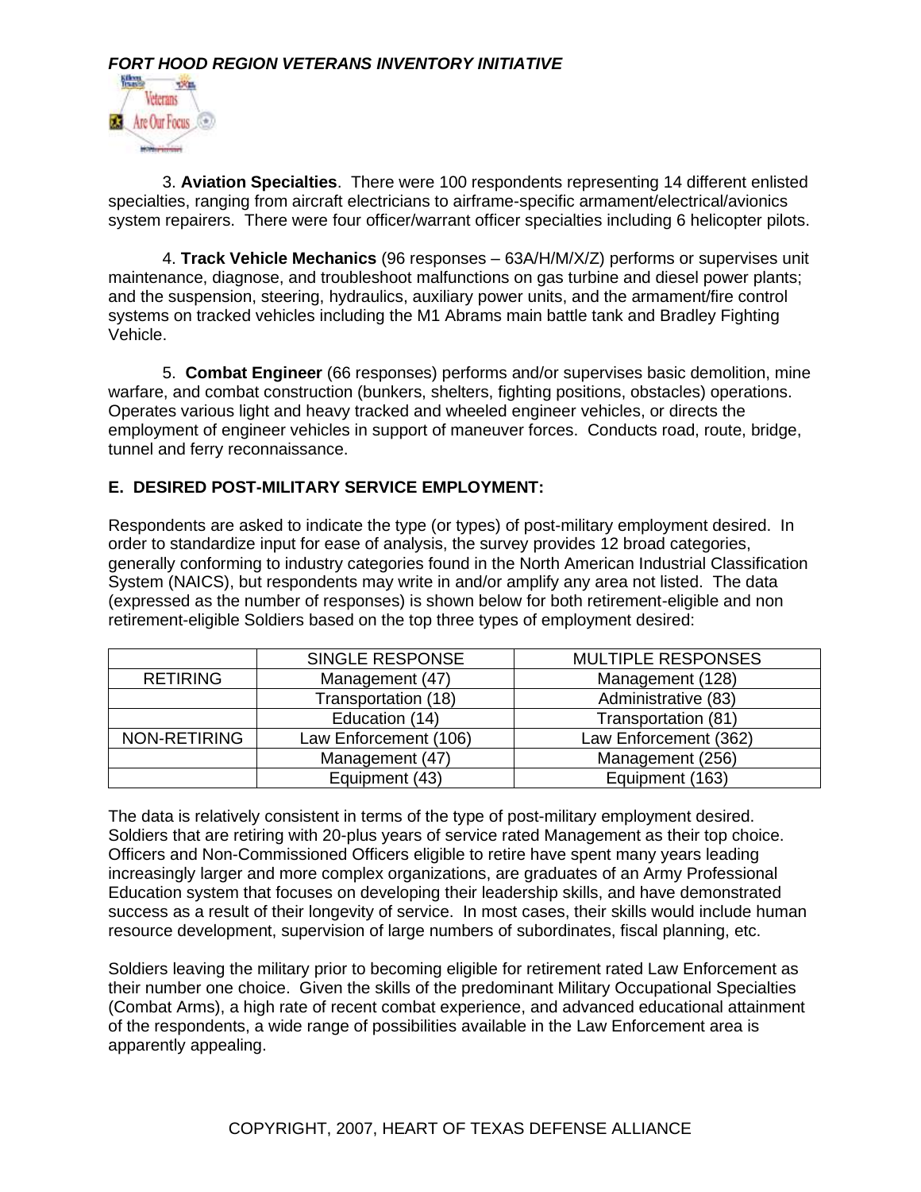3. **Aviation Specialties**. There were 100 respondents representing 14 different enlisted specialties, ranging from aircraft electricians to airframe-specific armament/electrical/avionics system repairers. There were four officer/warrant officer specialties including 6 helicopter pilots.

4. **Track Vehicle Mechanics** (96 responses – 63A/H/M/X/Z) performs or supervises unit maintenance, diagnose, and troubleshoot malfunctions on gas turbine and diesel power plants; and the suspension, steering, hydraulics, auxiliary power units, and the armament/fire control systems on tracked vehicles including the M1 Abrams main battle tank and Bradley Fighting Vehicle.

5. **Combat Engineer** (66 responses) performs and/or supervises basic demolition, mine warfare, and combat construction (bunkers, shelters, fighting positions, obstacles) operations. Operates various light and heavy tracked and wheeled engineer vehicles, or directs the employment of engineer vehicles in support of maneuver forces. Conducts road, route, bridge, tunnel and ferry reconnaissance.

## E. DESIRED POST-MILITARY SERVICE EMPLOYMENT:

Respondents are asked to indicate the type (or types) of post-military employment desired. In order to standardize input for ease of analysis, the survey provides 12 broad categories, generally conforming to industry categories found in the North American Industrial Classification System (NAICS), but respondents may write in and/or amplify any area not listed. The data (expressed as the number of responses) is shown below for both retirement-eligible and non retirement-eligible Soldiers based on the top three types of employment desired:

| | SINGLE RESPONSE | MULTIPLE RESPONSES |
|---|---|---|
| RETIRING | Management (47) | Management (128) |
| | Transportation (18) | Administrative (83) |
| | Education (14) | Transportation (81) |
| NON-RETIRING | Law Enforcement (106) | Law Enforcement (362) |
| | Management (47) | Management (256) |
| | Equipment (43) | Equipment (163) |

The data is relatively consistent in terms of the type of post-military employment desired. Soldiers that are retiring with 20-plus years of service rated Management as their top choice. Officers and Non-Commissioned Officers eligible to retire have spent many years leading increasingly larger and more complex organizations, are graduates of an Army Professional Education system that focuses on developing their leadership skills, and have demonstrated success as a result of their longevity of service. In most cases, their skills would include human resource development, supervision of large numbers of subordinates, fiscal planning, etc.

Soldiers leaving the military prior to becoming eligible for retirement rated Law Enforcement as their number one choice. Given the skills of the predominant Military Occupational Specialties (Combat Arms), a high rate of recent combat experience, and advanced educational attainment of the respondents, a wide range of possibilities available in the Law Enforcement area is apparently appealing.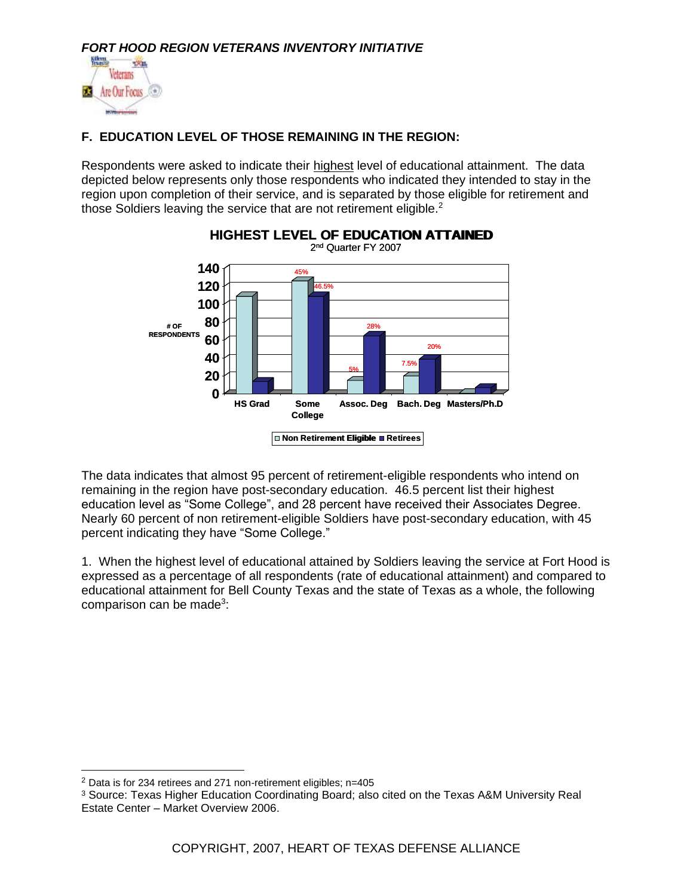*FORT HOOD REGION VETERANS INVENTORY INITIATIVE*

### F. EDUCATION LEVEL OF THOSE REMAINING IN THE REGION:

Respondents were asked to indicate their highest level of educational attainment. The data depicted below represents only those respondents who indicated they intended to stay in the region upon completion of their service, and is separated by those eligible for retirement and those Soldiers leaving the service that are not retirement eligible.[2]

**HIGHEST LEVEL OF EDUCATION ATTAINED**
2nd Quarter FY 2007

The data indicates that almost 95 percent of retirement-eligible respondents who intend on remaining in the region have post-secondary education. 46.5 percent list their highest education level as “Some College”, and 28 percent have received their Associates Degree. Nearly 60 percent of non retirement-eligible Soldiers have post-secondary education, with 45 percent indicating they have “Some College.”

1. When the highest level of educational attained by Soldiers leaving the service at Fort Hood is expressed as a percentage of all respondents (rate of educational attainment) and compared to educational attainment for Bell County Texas and the state of Texas as a whole, the following comparison can be made[3]:

---

[2] Data is for 234 retirees and 271 non-retirement eligibles; n=405

[3] Source: Texas Higher Education Coordinating Board; also cited on the Texas A&M University Real Estate Center – Market Overview 2006.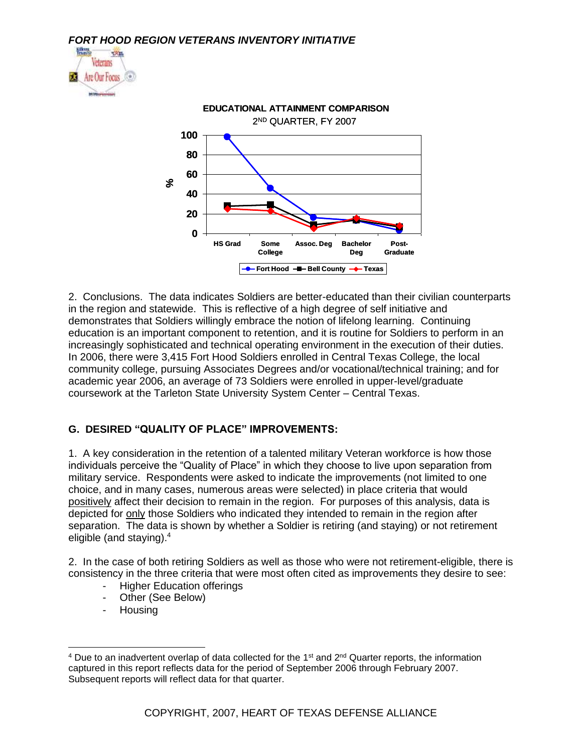*FORT HOOD REGION VETERANS INVENTORY INITIATIVE*

**EDUCATIONAL ATTAINMENT COMPARISON**

2ND QUARTER, FY 2007

2. Conclusions. The data indicates Soldiers are better-educated than their civilian counterparts in the region and statewide. This is reflective of a high degree of self initiative and demonstrates that Soldiers willingly embrace the notion of lifelong learning. Continuing education is an important component to retention, and it is routine for Soldiers to perform in an increasingly sophisticated and technical operating environment in the execution of their duties. In 2006, there were 3,415 Fort Hood Soldiers enrolled in Central Texas College, the local community college, pursuing Associates Degrees and/or vocational/technical training; and for academic year 2006, an average of 73 Soldiers were enrolled in upper-level/graduate coursework at the Tarleton State University System Center – Central Texas.

## G. DESIRED "QUALITY OF PLACE" IMPROVEMENTS:

1. A key consideration in the retention of a talented military Veteran workforce is how those individuals perceive the "Quality of Place" in which they choose to live upon separation from military service. Respondents were asked to indicate the improvements (not limited to one choice, and in many cases, numerous areas were selected) in place criteria that would positively affect their decision to remain in the region. For purposes of this analysis, data is depicted for only those Soldiers who indicated they intended to remain in the region after separation. The data is shown by whether a Soldier is retiring (and staying) or not retirement eligible (and staying).[4]

2. In the case of both retiring Soldiers as well as those who were not retirement-eligible, there is consistency in the three criteria that were most often cited as improvements they desire to see:

- Higher Education offerings
- Other (See Below)
- Housing

[4] Due to an inadvertent overlap of data collected for the 1st and 2nd Quarter reports, the information captured in this report reflects data for the period of September 2006 through February 2007. Subsequent reports will reflect data for that quarter.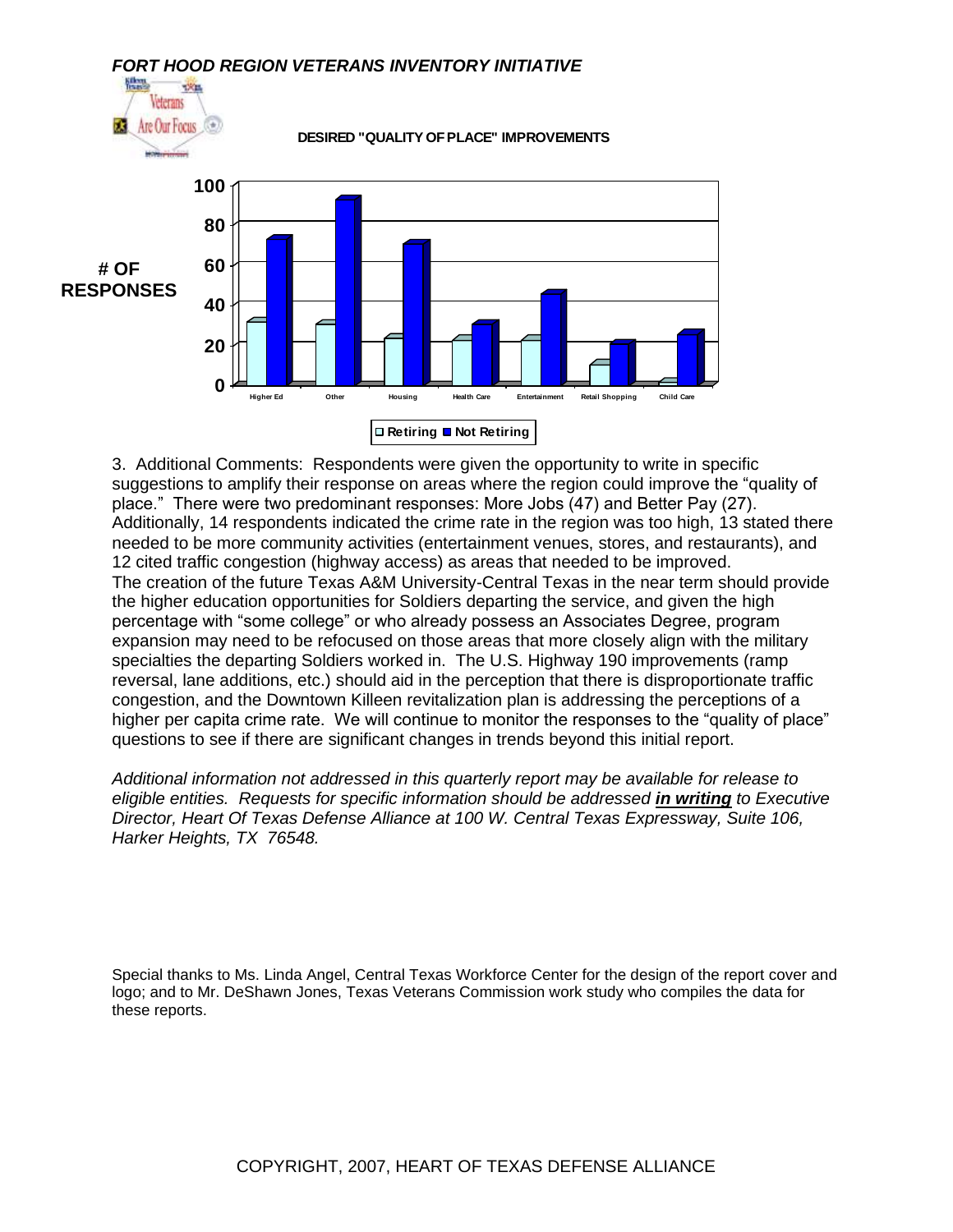*FORT HOOD REGION VETERANS INVENTORY INITIATIVE*

**DESIRED "QUALITY OF PLACE" IMPROVEMENTS**

**# OF RESPONSES**

100
80
60
40
20
0

Higher Ed
Other
Housing
Health Care
Entertainment
Retail Shopping
Child Care

Retiring ■ Not Retiring

3. Additional Comments: Respondents were given the opportunity to write in specific suggestions to amplify their response on areas where the region could improve the "quality of place." There were two predominant responses: More Jobs (47) and Better Pay (27). Additionally, 14 respondents indicated the crime rate in the region was too high, 13 stated there needed to be more community activities (entertainment venues, stores, and restaurants), and 12 cited traffic congestion (highway access) as areas that needed to be improved. The creation of the future Texas A&M University-Central Texas in the near term should provide the higher education opportunities for Soldiers departing the service, and given the high percentage with "some college" or who already possess an Associates Degree, program expansion may need to be refocused on those areas that more closely align with the military specialties the departing Soldiers worked in. The U.S. Highway 190 improvements (ramp reversal, lane additions, etc.) should aid in the perception that there is disproportionate traffic congestion, and the Downtown Killeen revitalization plan is addressing the perceptions of a higher per capita crime rate. We will continue to monitor the responses to the "quality of place" questions to see if there are significant changes in trends beyond this initial report.

*Additional information not addressed in this quarterly report may be available for release to eligible entities. Requests for specific information should be addressed **in writing** to Executive Director, Heart Of Texas Defense Alliance at 100 W. Central Texas Expressway, Suite 106, Harker Heights, TX 76548.*

Special thanks to Ms. Linda Angel, Central Texas Workforce Center for the design of the report cover and logo; and to Mr. DeShawn Jones, Texas Veterans Commission work study who compiles the data for these reports.

COPYRIGHT, 2007, HEART OF TEXAS DEFENSE ALLIANCE